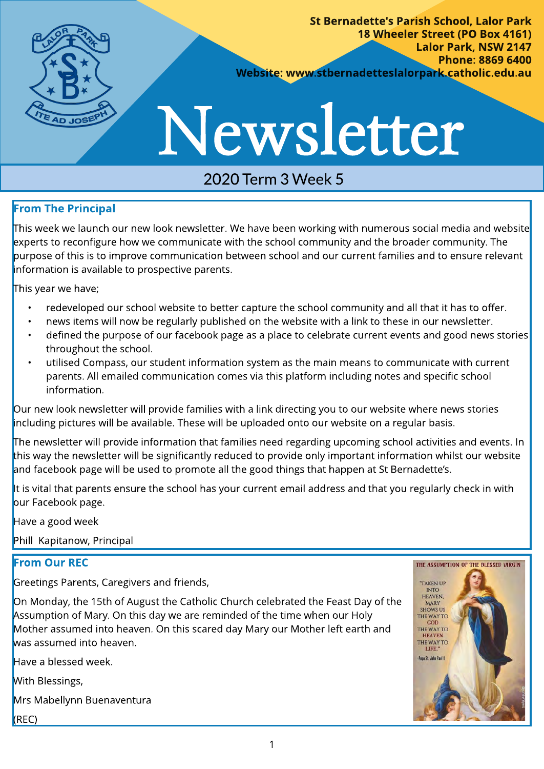St Bernadette's Parish School, Lalor Park
18 Wheeler Street (PO Box 4161)
Lalor Park, NSW 2147
Phone: 8869 6400
Website: www.stbernadetteslalorpark.catholic.edu.au

# Newsletter

2020 Term 3 Week 5

## From The Principal

This week we launch our new look newsletter. We have been working with numerous social media and website experts to reconfigure how we communicate with the school community and the broader community. The purpose of this is to improve communication between school and our current families and to ensure relevant information is available to prospective parents.

This year we have;

- redeveloped our school website to better capture the school community and all that it has to offer.
- news items will now be regularly published on the website with a link to these in our newsletter.
- defined the purpose of our facebook page as a place to celebrate current events and good news stories throughout the school.
- utilised Compass, our student information system as the main means to communicate with current parents. All emailed communication comes via this platform including notes and specific school information.

Our new look newsletter will provide families with a link directing you to our website where news stories including pictures will be available. These will be uploaded onto our website on a regular basis.

The newsletter will provide information that families need regarding upcoming school activities and events. In this way the newsletter will be significantly reduced to provide only important information whilst our website and facebook page will be used to promote all the good things that happen at St Bernadette's.

It is vital that parents ensure the school has your current email address and that you regularly check in with our Facebook page.

Have a good week

Phill Kapitanow, Principal

## From Our REC

Greetings Parents, Caregivers and friends,

On Monday, the 15th of August the Catholic Church celebrated the Feast Day of the Assumption of Mary. On this day we are reminded of the time when our Holy Mother assumed into heaven. On this scared day Mary our Mother left earth and was assumed into heaven.

Have a blessed week.

With Blessings,

Mrs Mabellynn Buenaventura

(REC)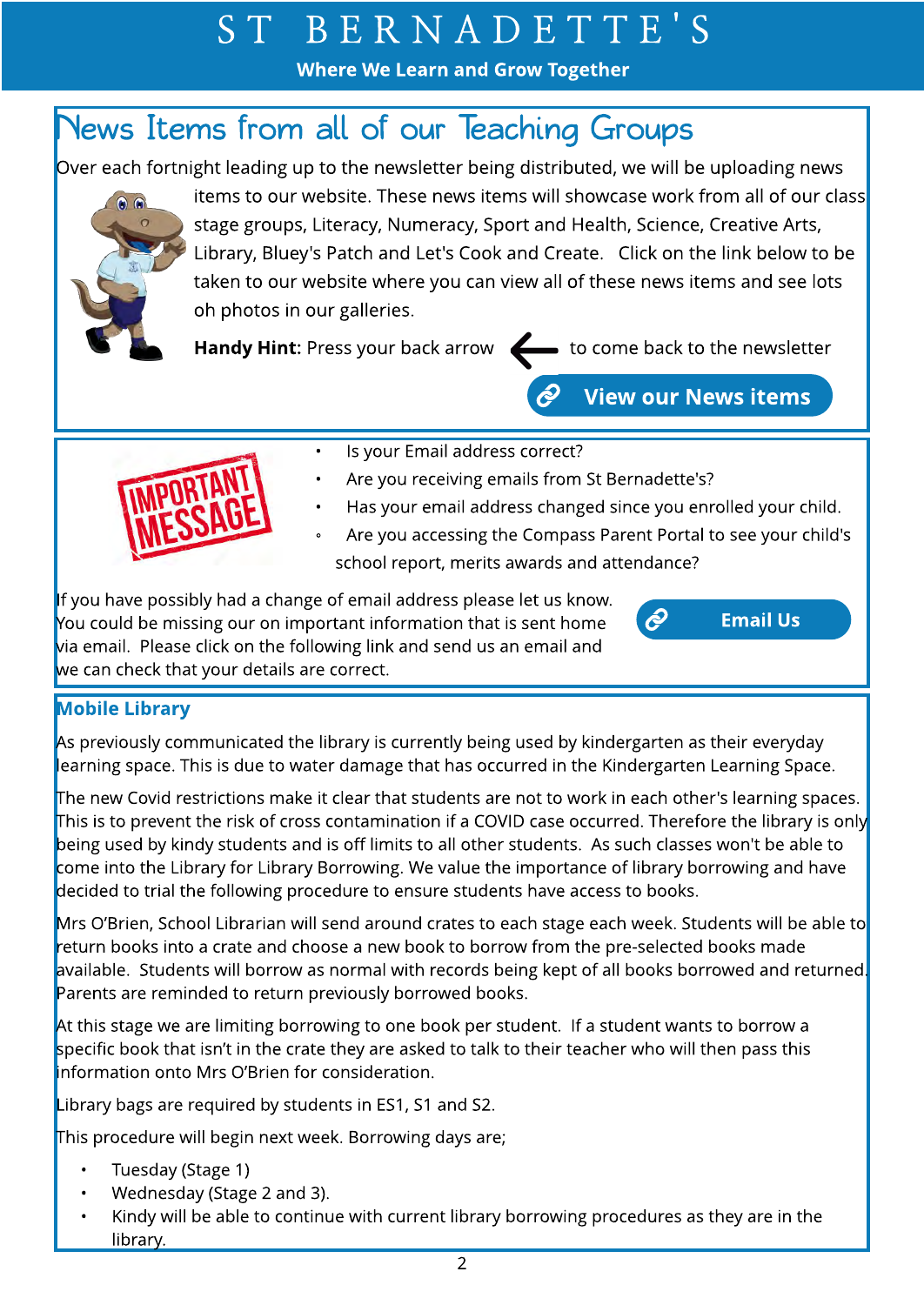# ST BERNADETTE'S

**Where We Learn and Grow Together**

## News Items from all of our Teaching Groups

Over each fortnight leading up to the newsletter being distributed, we will be uploading news items to our website. These news items will showcase work from all of our class stage groups, Literacy, Numeracy, Sport and Health, Science, Creative Arts, Library, Bluey's Patch and Let's Cook and Create. Click on the link below to be taken to our website where you can view all of these news items and see lots oh photos in our galleries.

**Handy Hint:** Press your back arrow ← to come back to the newsletter

**View our News items**

IMPORTANT MESSAGE

- Is your Email address correct?
- Are you receiving emails from St Bernadette's?
- Has your email address changed since you enrolled your child.
- Are you accessing the Compass Parent Portal to see your child's school report, merits awards and attendance?

If you have possibly had a change of email address please let us know. You could be missing our on important information that is sent home via email. Please click on the following link and send us an email and we can check that your details are correct.

**Email Us**

### Mobile Library

As previously communicated the library is currently being used by kindergarten as their everyday learning space. This is due to water damage that has occurred in the Kindergarten Learning Space.

The new Covid restrictions make it clear that students are not to work in each other's learning spaces. This is to prevent the risk of cross contamination if a COVID case occurred. Therefore the library is only being used by kindy students and is off limits to all other students. As such classes won't be able to come into the Library for Library Borrowing. We value the importance of library borrowing and have decided to trial the following procedure to ensure students have access to books.

Mrs O'Brien, School Librarian will send around crates to each stage each week. Students will be able to return books into a crate and choose a new book to borrow from the pre-selected books made available. Students will borrow as normal with records being kept of all books borrowed and returned. Parents are reminded to return previously borrowed books.

At this stage we are limiting borrowing to one book per student. If a student wants to borrow a specific book that isn't in the crate they are asked to talk to their teacher who will then pass this information onto Mrs O'Brien for consideration.

Library bags are required by students in ES1, S1 and S2.

This procedure will begin next week. Borrowing days are;

- Tuesday (Stage 1)
- Wednesday (Stage 2 and 3).
- Kindy will be able to continue with current library borrowing procedures as they are in the library.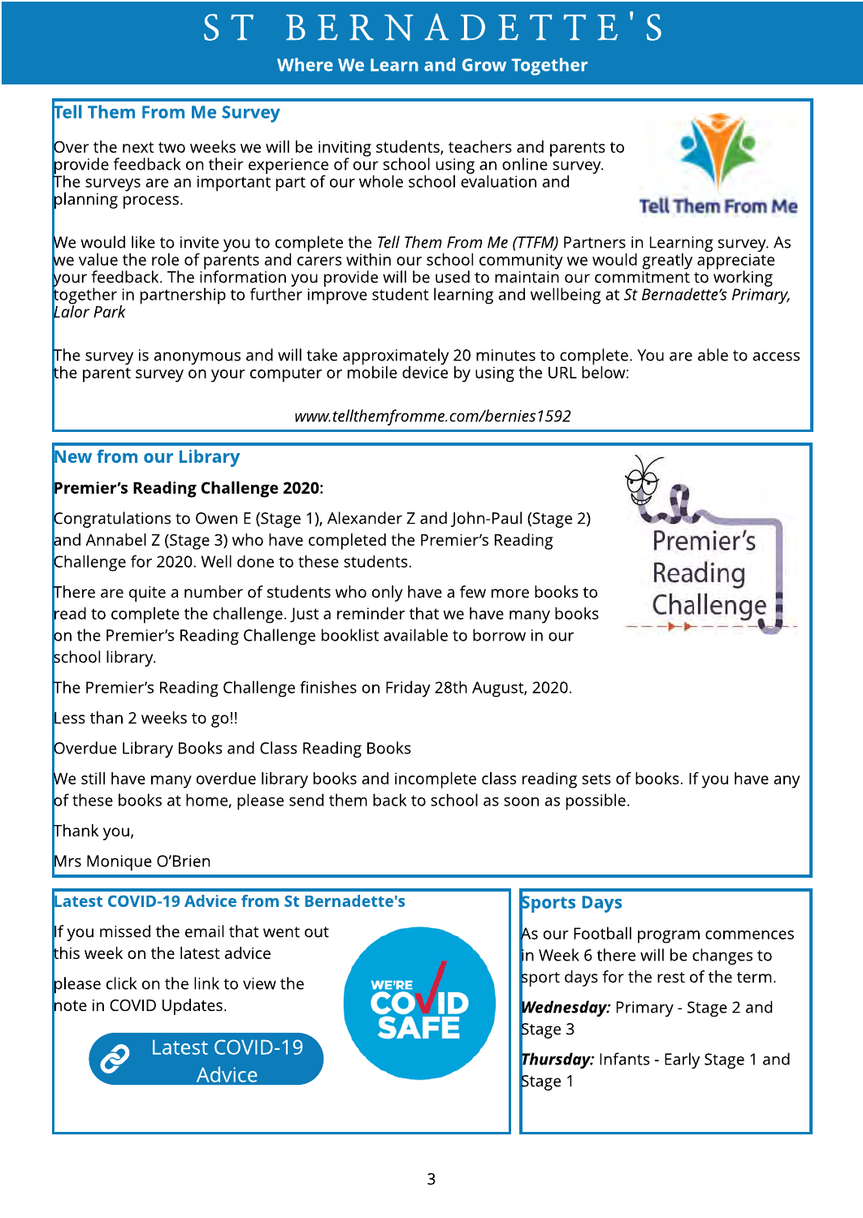# ST BERNADETTE'S

**Where We Learn and Grow Together**

## Tell Them From Me Survey

Over the next two weeks we will be inviting students, teachers and parents to provide feedback on their experience of our school using an online survey. The surveys are an important part of our whole school evaluation and planning process.

We would like to invite you to complete the *Tell Them From Me (TTFM)* Partners in Learning survey. As we value the role of parents and carers within our school community we would greatly appreciate your feedback. The information you provide will be used to maintain our commitment to working together in partnership to further improve student learning and wellbeing at *St Bernadette's Primary, Lalor Park*

The survey is anonymous and will take approximately 20 minutes to complete. You are able to access the parent survey on your computer or mobile device by using the URL below:

*www.tellthemfromme.com/bernies1592*

## New from our Library

**Premier's Reading Challenge 2020:**

Congratulations to Owen E (Stage 1), Alexander Z and John-Paul (Stage 2) and Annabel Z (Stage 3) who have completed the Premier's Reading Challenge for 2020. Well done to these students.

There are quite a number of students who only have a few more books to read to complete the challenge. Just a reminder that we have many books on the Premier's Reading Challenge booklist available to borrow in our school library.

The Premier's Reading Challenge finishes on Friday 28th August, 2020.

Less than 2 weeks to go!!

Overdue Library Books and Class Reading Books

We still have many overdue library books and incomplete class reading sets of books. If you have any of these books at home, please send them back to school as soon as possible.

Thank you,

Mrs Monique O'Brien

## Latest COVID-19 Advice from St Bernadette's

If you missed the email that went out this week on the latest advice

please click on the link to view the note in COVID Updates.

Latest COVID-19 Advice

## Sports Days

As our Football program commences in Week 6 there will be changes to sport days for the rest of the term.

***Wednesday:*** Primary - Stage 2 and Stage 3

***Thursday:*** Infants - Early Stage 1 and Stage 1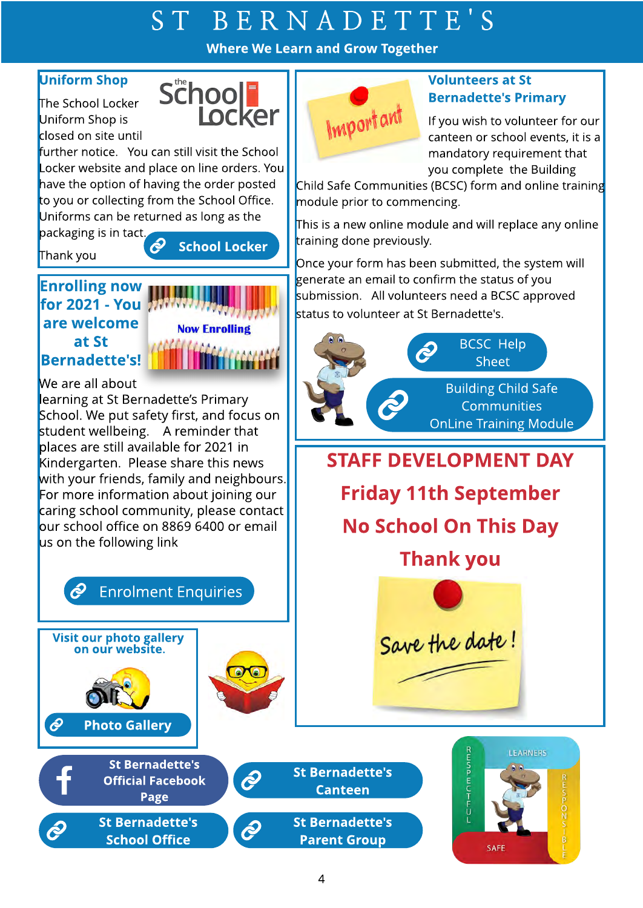# ST BERNADETTE'S

**Where We Learn and Grow Together**

## Uniform Shop

The School Locker Uniform Shop is closed on site until further notice. You can still visit the School Locker website and place on line orders. You have the option of having the order posted to you or collecting from the School Office. Uniforms can be returned as long as the packaging is in tact.

Thank you

School Locker

## Enrolling now for 2021 - You are welcome at St Bernadette's!

Now Enrolling

We are all about learning at St Bernadette's Primary School. We put safety first, and focus on student wellbeing. A reminder that places are still available for 2021 in Kindergarten. Please share this news with your friends, family and neighbours. For more information about joining our caring school community, please contact our school office on 8869 6400 or email us on the following link

Enrolment Enquiries

## Visit our photo gallery on our website.

Photo Gallery

## Volunteers at St Bernadette's Primary

Important

If you wish to volunteer for our canteen or school events, it is a mandatory requirement that you complete the Building Child Safe Communities (BCSC) form and online training module prior to commencing.

This is a new online module and will replace any online training done previously.

Once your form has been submitted, the system will generate an email to confirm the status of you submission. All volunteers need a BCSC approved status to volunteer at St Bernadette's.

BCSC Help Sheet

Building Child Safe Communities OnLine Training Module

## STAFF DEVELOPMENT DAY

## Friday 11th September

## No School On This Day

## Thank you

Save the date!

St Bernadette's Official Facebook Page

St Bernadette's Canteen

St Bernadette's School Office

St Bernadette's Parent Group

LEARNERS · RESPECTFUL · RESPONSIBLE · SAFE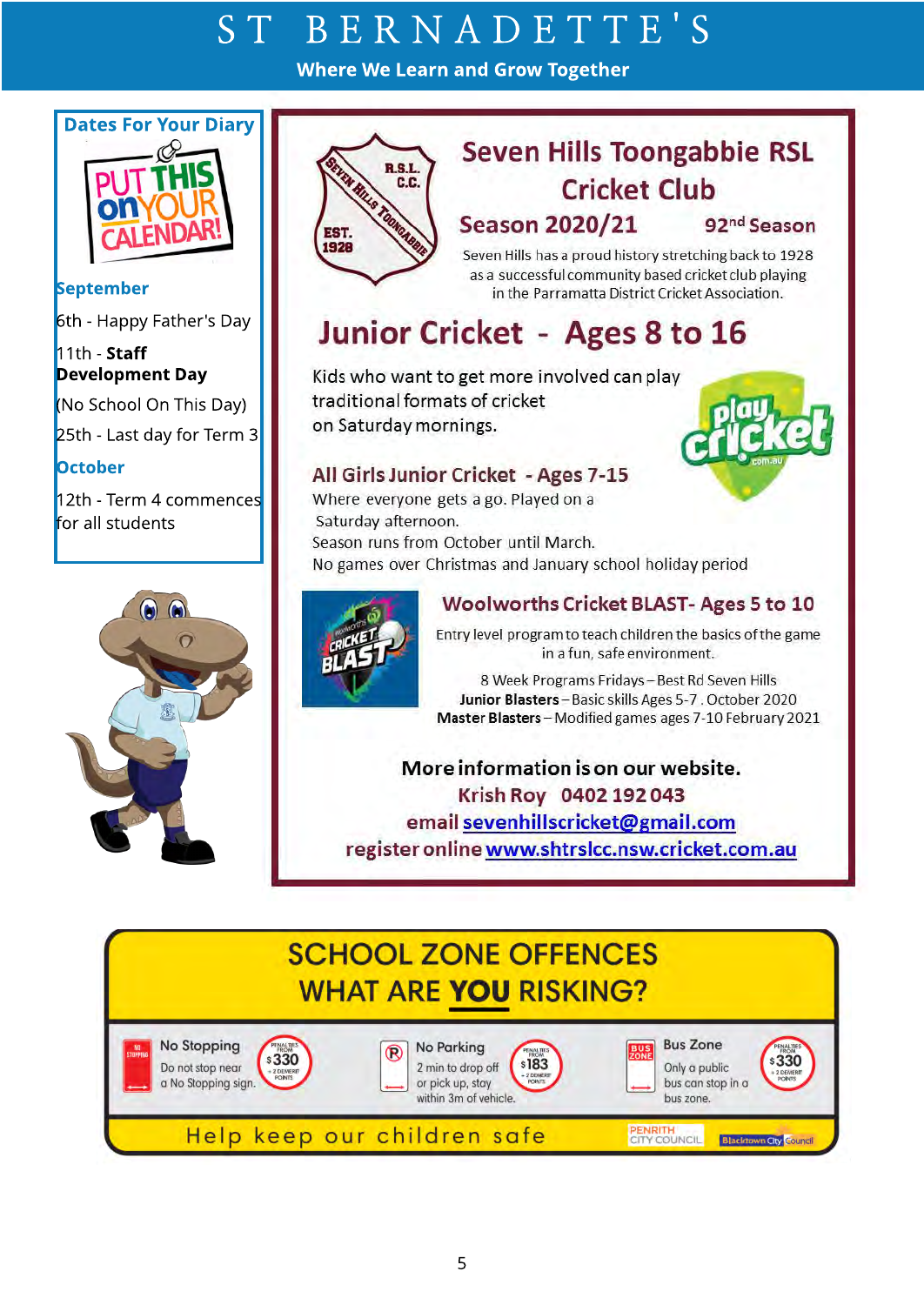# ST BERNADETTE'S

**Where We Learn and Grow Together**

## Dates For Your Diary

PUT THIS on YOUR CALENDAR!

### September

6th - Happy Father's Day

11th - **Staff Development Day**

(No School On This Day)

25th - Last day for Term 3

### October

12th - Term 4 commences for all students

## Seven Hills Toongabbie RSL Cricket Club

R.S.L. C.C. Seven Hills Toongabbie EST. 1928

**Season 2020/21** — **92nd Season**

Seven Hills has a proud history stretching back to 1928 as a successful community based cricket club playing in the Parramatta District Cricket Association.

### Junior Cricket - Ages 8 to 16

Kids who want to get more involved can play traditional formats of cricket on Saturday mornings.

play cricket .com.au

### All Girls Junior Cricket - Ages 7-15

Where everyone gets a go. Played on a Saturday afternoon.

Season runs from October until March.

No games over Christmas and January school holiday period

### Woolworths Cricket BLAST- Ages 5 to 10

Entry level program to teach the basics of the game in a fun, safe environment.

8 Week Programs Fridays – Best Rd Seven Hills

**Junior Blasters** – Basic skills Ages 5-7 . October 2020

**Master Blasters** – Modified games ages 7-10 February 2021

**More information is on our website.**

**Krish Roy 0402 192 043**

**email sevenhillscricket@gmail.com**

**register online www.shtrslcc.nsw.cricket.com.au**

## SCHOOL ZONE OFFENCES WHAT ARE YOU RISKING?

**No Stopping** — Do not stop near a No Stopping sign. Penalties from $330 + 2 demerit points

**No Parking** — 2 min to drop off or pick up, stay within 3m of vehicle. Penalties from $183 + 2 demerit points

**Bus Zone** — Only a public bus can stop in a bus zone. Penalties from $330 + 2 demerit points

Help keep our children safe

Penrith City Council — Blacktown City Council